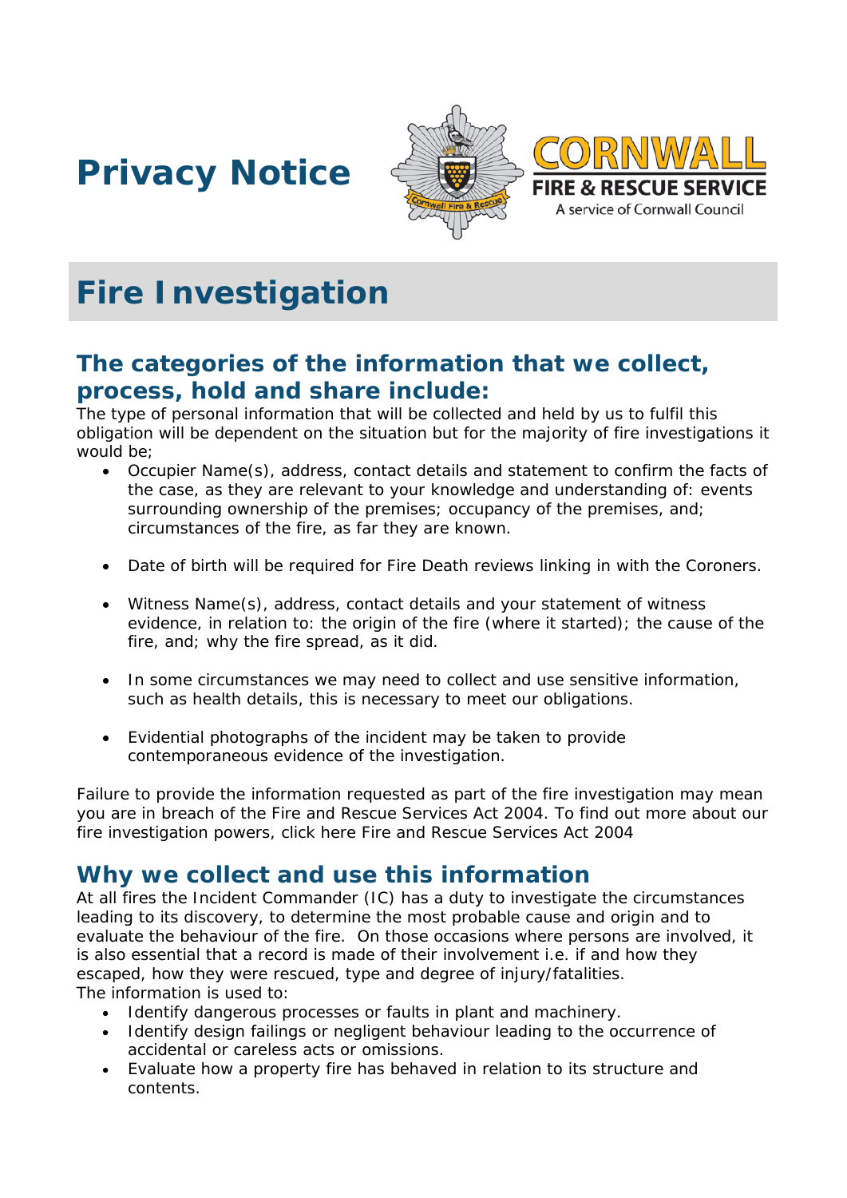# Privacy Notice

CORNWALL FIRE & RESCUE SERVICE

A service of Cornwall Council

# Fire Investigation

## The categories of the information that we collect, process, hold and share include:

The type of personal information that will be collected and held by us to fulfil this obligation will be dependent on the situation but for the majority of fire investigations it would be;

- Occupier Name(s), address, contact details and statement to confirm the facts of the case, as they are relevant to your knowledge and understanding of: events surrounding ownership of the premises; occupancy of the premises, and; circumstances of the fire, as far they are known.

- Date of birth will be required for Fire Death reviews linking in with the Coroners.

- Witness Name(s), address, contact details and your statement of witness evidence, in relation to: the origin of the fire (where it started); the cause of the fire, and; why the fire spread, as it did.

- In some circumstances we may need to collect and use sensitive information, such as health details, this is necessary to meet our obligations.

- Evidential photographs of the incident may be taken to provide contemporaneous evidence of the investigation.

Failure to provide the information requested as part of the fire investigation may mean you are in breach of the Fire and Rescue Services Act 2004. To find out more about our fire investigation powers, click here Fire and Rescue Services Act 2004

## Why we collect and use this information

At all fires the Incident Commander (IC) has a duty to investigate the circumstances leading to its discovery, to determine the most probable cause and origin and to evaluate the behaviour of the fire. On those occasions where persons are involved, it is also essential that a record is made of their involvement i.e. if and how they escaped, how they were rescued, type and degree of injury/fatalities.

The information is used to:

- Identify dangerous processes or faults in plant and machinery.
- Identify design failings or negligent behaviour leading to the occurrence of accidental or careless acts or omissions.
- Evaluate how a property fire has behaved in relation to its structure and contents.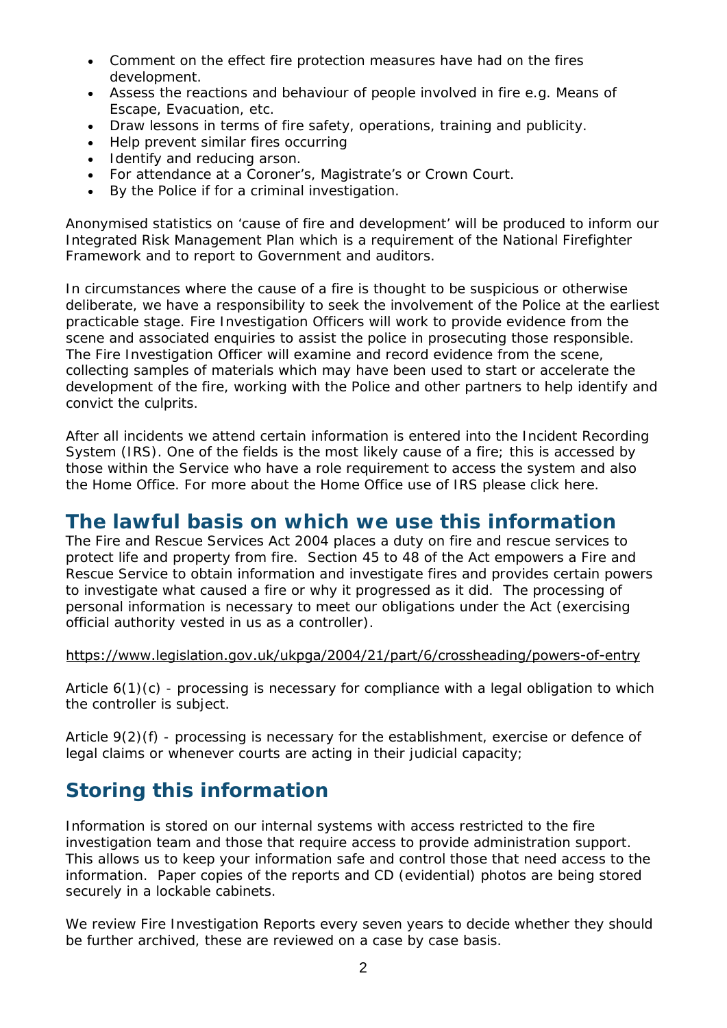- Comment on the effect fire protection measures have had on the fires development.
- Assess the reactions and behaviour of people involved in fire e.g. Means of Escape, Evacuation, etc.
- Draw lessons in terms of fire safety, operations, training and publicity.
- Help prevent similar fires occurring
- Identify and reducing arson.
- For attendance at a Coroner's, Magistrate's or Crown Court.
- By the Police if for a criminal investigation.

Anonymised statistics on 'cause of fire and development' will be produced to inform our Integrated Risk Management Plan which is a requirement of the National Firefighter Framework and to report to Government and auditors.

In circumstances where the cause of a fire is thought to be suspicious or otherwise deliberate, we have a responsibility to seek the involvement of the Police at the earliest practicable stage. Fire Investigation Officers will work to provide evidence from the scene and associated enquiries to assist the police in prosecuting those responsible. The Fire Investigation Officer will examine and record evidence from the scene, collecting samples of materials which may have been used to start or accelerate the development of the fire, working with the Police and other partners to help identify and convict the culprits.

After all incidents we attend certain information is entered into the Incident Recording System (IRS). One of the fields is the most likely cause of a fire; this is accessed by those within the Service who have a role requirement to access the system and also the Home Office. For more about the Home Office use of IRS please click here.

## The lawful basis on which we use this information

The Fire and Rescue Services Act 2004 places a duty on fire and rescue services to protect life and property from fire. Section 45 to 48 of the Act empowers a Fire and Rescue Service to obtain information and investigate fires and provides certain powers to investigate what caused a fire or why it progressed as it did. The processing of personal information is necessary to meet our obligations under the Act (exercising official authority vested in us as a controller).

https://www.legislation.gov.uk/ukpga/2004/21/part/6/crossheading/powers-of-entry

Article 6(1)(c) - processing is necessary for compliance with a legal obligation to which the controller is subject.

Article 9(2)(f) - processing is necessary for the establishment, exercise or defence of legal claims or whenever courts are acting in their judicial capacity;

## Storing this information

Information is stored on our internal systems with access restricted to the fire investigation team and those that require access to provide administration support. This allows us to keep your information safe and control those that need access to the information. Paper copies of the reports and CD (evidential) photos are being stored securely in a lockable cabinets.

We review Fire Investigation Reports every seven years to decide whether they should be further archived, these are reviewed on a case by case basis.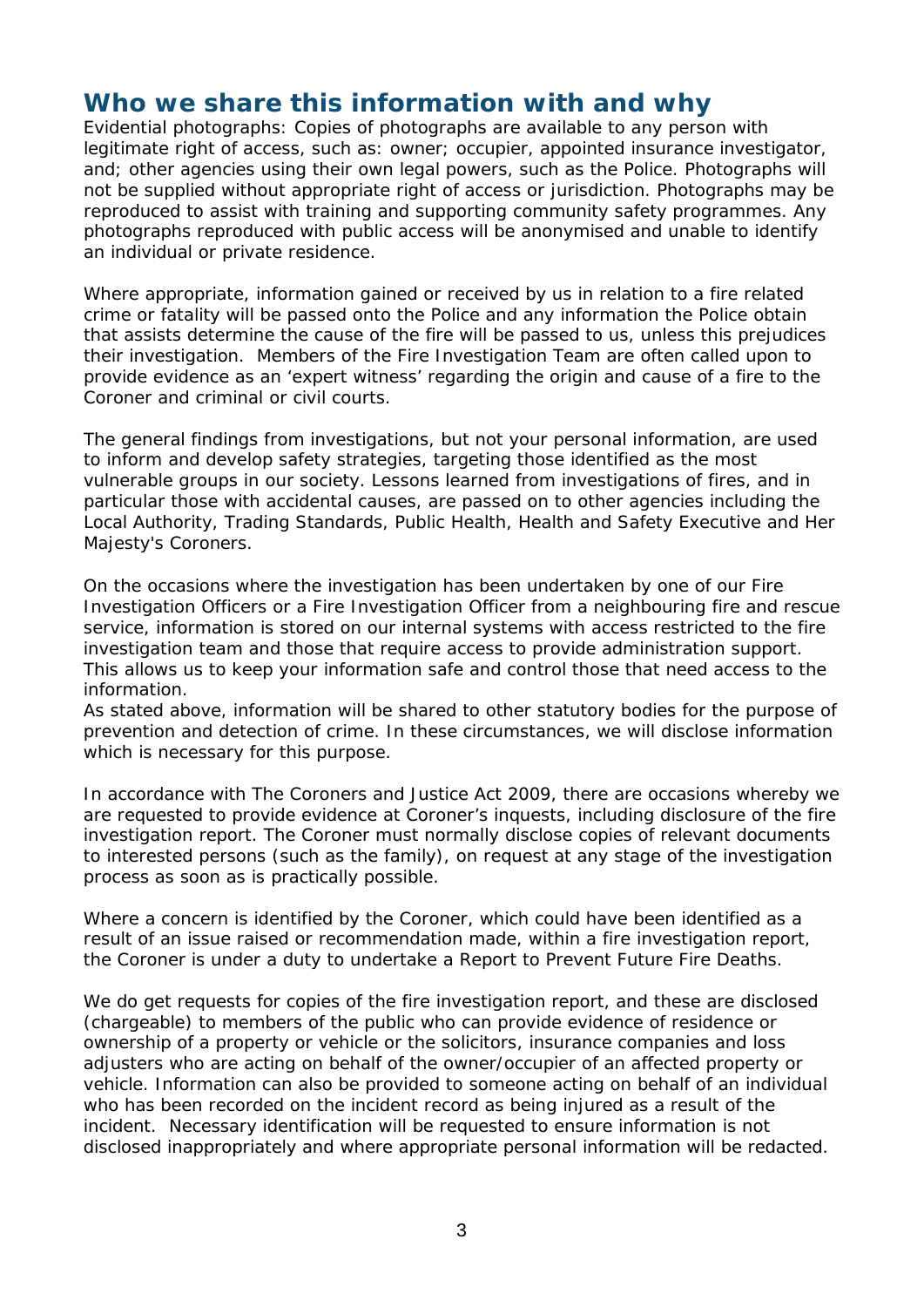## Who we share this information with and why

Evidential photographs: Copies of photographs are available to any person with legitimate right of access, such as: owner; occupier, appointed insurance investigator, and; other agencies using their own legal powers, such as the Police. Photographs will not be supplied without appropriate right of access or jurisdiction. Photographs may be reproduced to assist with training and supporting community safety programmes. Any photographs reproduced with public access will be anonymised and unable to identify an individual or private residence.

Where appropriate, information gained or received by us in relation to a fire related crime or fatality will be passed onto the Police and any information the Police obtain that assists determine the cause of the fire will be passed to us, unless this prejudices their investigation. Members of the Fire Investigation Team are often called upon to provide evidence as an 'expert witness' regarding the origin and cause of a fire to the Coroner and criminal or civil courts.

The general findings from investigations, but not your personal information, are used to inform and develop safety strategies, targeting those identified as the most vulnerable groups in our society. Lessons learned from investigations of fires, and in particular those with accidental causes, are passed on to other agencies including the Local Authority, Trading Standards, Public Health, Health and Safety Executive and Her Majesty's Coroners.

On the occasions where the investigation has been undertaken by one of our Fire Investigation Officers or a Fire Investigation Officer from a neighbouring fire and rescue service, information is stored on our internal systems with access restricted to the fire investigation team and those that require access to provide administration support. This allows us to keep your information safe and control those that need access to the information.

As stated above, information will be shared to other statutory bodies for the purpose of prevention and detection of crime. In these circumstances, we will disclose information which is necessary for this purpose.

In accordance with The Coroners and Justice Act 2009, there are occasions whereby we are requested to provide evidence at Coroner's inquests, including disclosure of the fire investigation report. The Coroner must normally disclose copies of relevant documents to interested persons (such as the family), on request at any stage of the investigation process as soon as is practically possible.

Where a concern is identified by the Coroner, which could have been identified as a result of an issue raised or recommendation made, within a fire investigation report, the Coroner is under a duty to undertake a Report to Prevent Future Fire Deaths.

We do get requests for copies of the fire investigation report, and these are disclosed (chargeable) to members of the public who can provide evidence of residence or ownership of a property or vehicle or the solicitors, insurance companies and loss adjusters who are acting on behalf of the owner/occupier of an affected property or vehicle. Information can also be provided to someone acting on behalf of an individual who has been recorded on the incident record as being injured as a result of the incident. Necessary identification will be requested to ensure information is not disclosed inappropriately and where appropriate personal information will be redacted.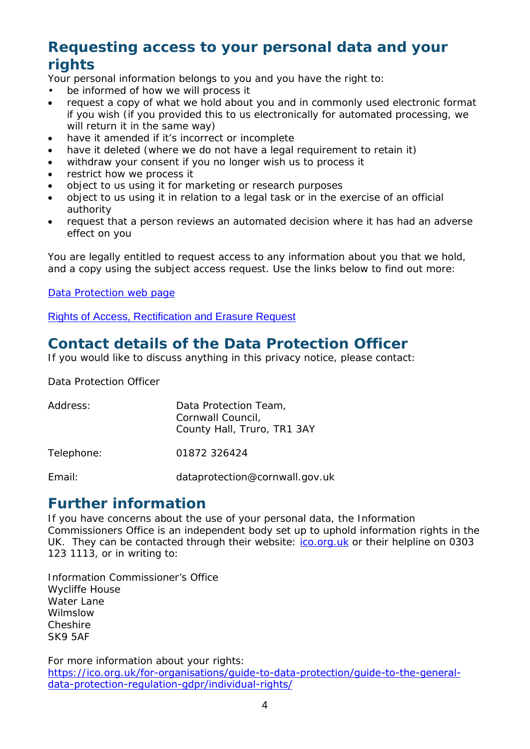## Requesting access to your personal data and your rights

Your personal information belongs to you and you have the right to:

- be informed of how we will process it
- request a copy of what we hold about you and in commonly used electronic format if you wish (if you provided this to us electronically for automated processing, we will return it in the same way)
- have it amended if it's incorrect or incomplete
- have it deleted (where we do not have a legal requirement to retain it)
- withdraw your consent if you no longer wish us to process it
- restrict how we process it
- object to us using it for marketing or research purposes
- object to us using it in relation to a legal task or in the exercise of an official authority
- request that a person reviews an automated decision where it has had an adverse effect on you

You are legally entitled to request access to any information about you that we hold, and a copy using the subject access request. Use the links below to find out more:

Data Protection web page

Rights of Access, Rectification and Erasure Request

## Contact details of the Data Protection Officer

If you would like to discuss anything in this privacy notice, please contact:

Data Protection Officer

| | |
|---|---|
| Address: | Data Protection Team, Cornwall Council, County Hall, Truro, TR1 3AY |
| Telephone: | 01872 326424 |
| Email: | dataprotection@cornwall.gov.uk |

## Further information

If you have concerns about the use of your personal data, the Information Commissioners Office is an independent body set up to uphold information rights in the UK. They can be contacted through their website: ico.org.uk or their helpline on 0303 123 1113, or in writing to:

Information Commissioner's Office
Wycliffe House
Water Lane
Wilmslow
Cheshire
SK9 5AF

For more information about your rights:
https://ico.org.uk/for-organisations/guide-to-data-protection/guide-to-the-general-data-protection-regulation-gdpr/individual-rights/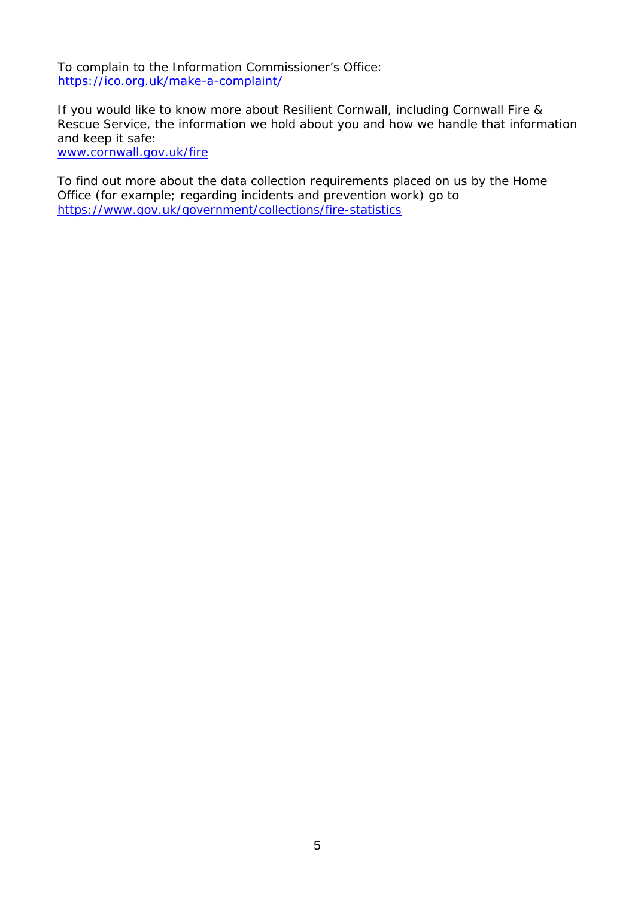To complain to the Information Commissioner's Office:
https://ico.org.uk/make-a-complaint/

If you would like to know more about Resilient Cornwall, including Cornwall Fire & Rescue Service, the information we hold about you and how we handle that information and keep it safe:
www.cornwall.gov.uk/fire

To find out more about the data collection requirements placed on us by the Home Office (for example; regarding incidents and prevention work) go to
https://www.gov.uk/government/collections/fire-statistics